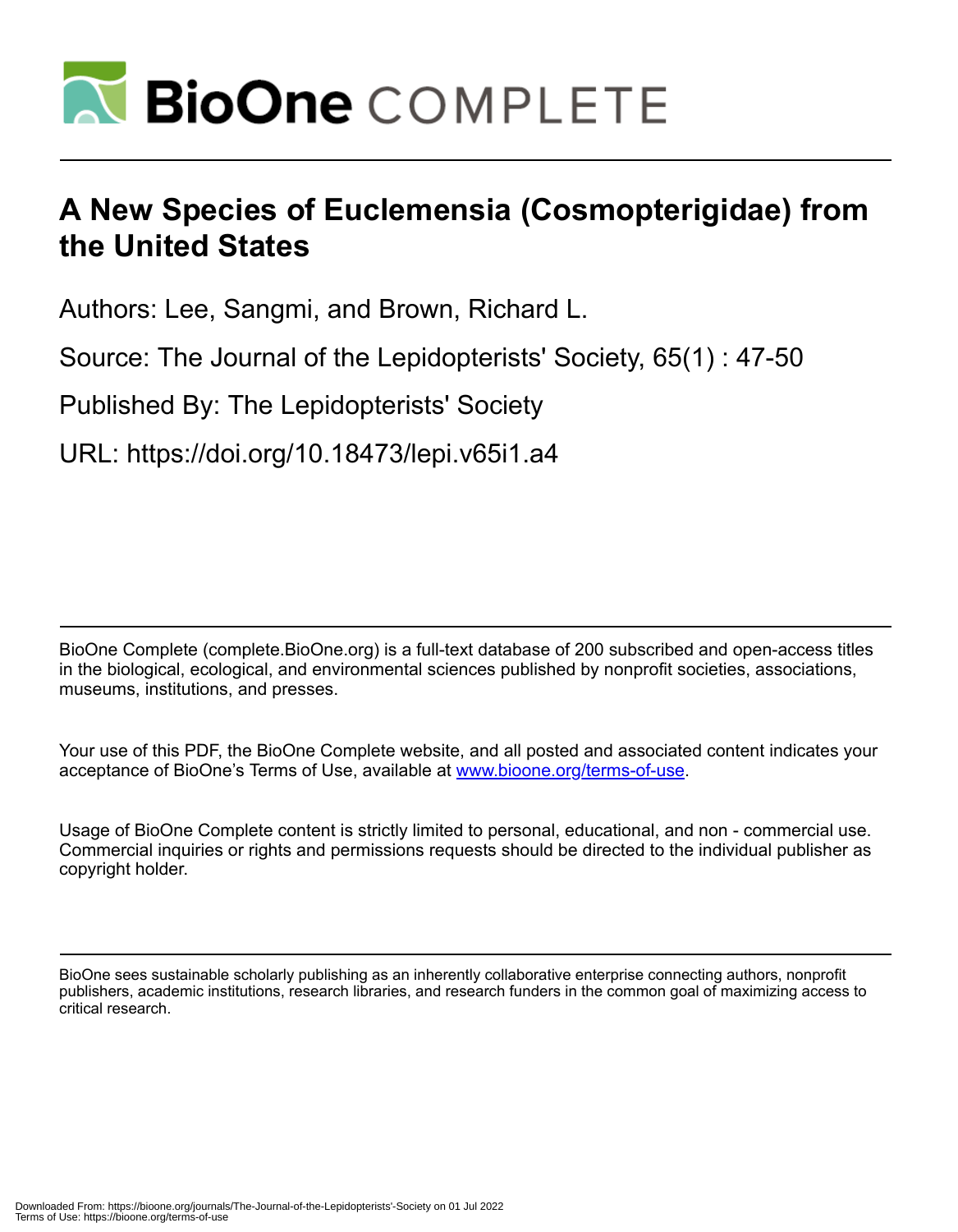# A New Species of Euclemensia (Cosmopterigidae) from the United States

Authors: Lee, Sangmi, and Brown, Richard L.

Source: The Journal of the Lepidopterists' Society, 65(1) : 47-50

Published By: The Lepidopterists' Society

URL: https://doi.org/10.18473/lepi.v65i1.a4

BioOne Complete (complete.BioOne.org) is a full-text database of 200 subscribed and open-access titles in the biological, ecological, and environmental sciences published by nonprofit societies, associations, museums, institutions, and presses.

Your use of this PDF, the BioOne Complete website, and all posted and associated content indicates your acceptance of BioOne's Terms of Use, available at www.bioone.org/terms-of-use.

Usage of BioOne Complete content is strictly limited to personal, educational, and non - commercial use. Commercial inquiries or rights and permissions requests should be directed to the individual publisher as copyright holder.

BioOne sees sustainable scholarly publishing as an inherently collaborative enterprise connecting authors, nonprofit publishers, academic institutions, research libraries, and research funders in the common goal of maximizing access to critical research.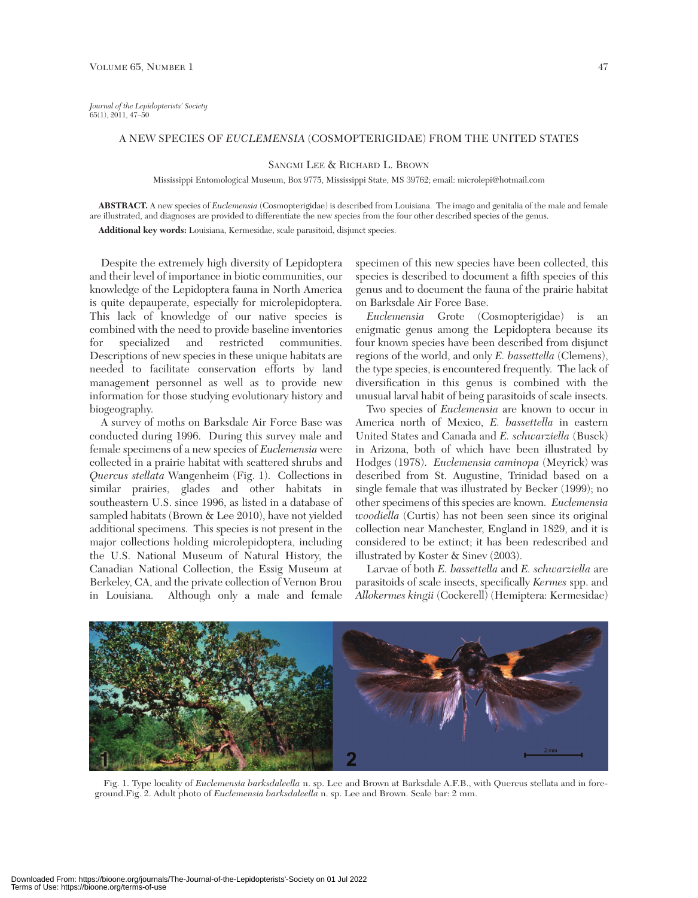*Journal of the Lepidopterists' Society*
65(1), 2011, 47–50

# A NEW SPECIES OF *EUCLEMENSIA* (COSMOPTERIGIDAE) FROM THE UNITED STATES

SANGMI LEE & RICHARD L. BROWN

Mississippi Entomological Museum, Box 9775, Mississippi State, MS 39762; email: microlepi@hotmail.com

**ABSTRACT.** A new species of *Euclemensia* (Cosmopterigidae) is described from Louisiana. The imago and genitalia of the male and female are illustrated, and diagnoses are provided to differentiate the new species from the four other described species of the genus.

**Additional key words:** Louisiana, Kermesidae, scale parasitoid, disjunct species.

Despite the extremely high diversity of Lepidoptera and their level of importance in biotic communities, our knowledge of the Lepidoptera fauna in North America is quite depauperate, especially for microlepidoptera. This lack of knowledge of our native species is combined with the need to provide baseline inventories for specialized and restricted communities. Descriptions of new species in these unique habitats are needed to facilitate conservation efforts by land management personnel as well as to provide new information for those studying evolutionary history and biogeography.

A survey of moths on Barksdale Air Force Base was conducted during 1996. During this survey male and female specimens of a new species of *Euclemensia* were collected in a prairie habitat with scattered shrubs and *Quercus stellata* Wangenheim (Fig. 1). Collections in similar prairies, glades and other habitats in southeastern U.S. since 1996, as listed in a database of sampled habitats (Brown & Lee 2010), have not yielded additional specimens. This species is not present in the major collections holding microlepidoptera, including the U.S. National Museum of Natural History, the Canadian National Collection, the Essig Museum at Berkeley, CA, and the private collection of Vernon Brou in Louisiana. Although only a male and female specimen of this new species have been collected, this species is described to document a fifth species of this genus and to document the fauna of the prairie habitat on Barksdale Air Force Base.

*Euclemensia* Grote (Cosmopterigidae) is an enigmatic genus among the Lepidoptera because its four known species have been described from disjunct regions of the world, and only *E. bassettella* (Clemens), the type species, is encountered frequently. The lack of diversification in this genus is combined with the unusual larval habit of being parasitoids of scale insects.

Two species of *Euclemensia* are known to occur in America north of Mexico, *E. bassettella* in eastern United States and Canada and *E. schwarziella* (Busck) in Arizona, both of which have been illustrated by Hodges (1978). *Euclemensia caminopa* (Meyrick) was described from St. Augustine, Trinidad based on a single female that was illustrated by Becker (1999); no other specimens of this species are known. *Euclemensia woodiella* (Curtis) has not been seen since its original collection near Manchester, England in 1829, and it is considered to be extinct; it has been redescribed and illustrated by Koster & Sinev (2003).

Larvae of both *E. bassettella* and *E. schwarziella* are parasitoids of scale insects, specifically *Kermes* spp. and *Allokermes kingii* (Cockerell) (Hemiptera: Kermesidae)

Fig. 1. Type locality of *Euclemensia barksdaleella* n. sp. Lee and Brown at Barksdale A.F.B., with Quercus stellata and in foreground.Fig. 2. Adult photo of *Euclemensia barksdaleella* n. sp. Lee and Brown. Scale bar: 2 mm.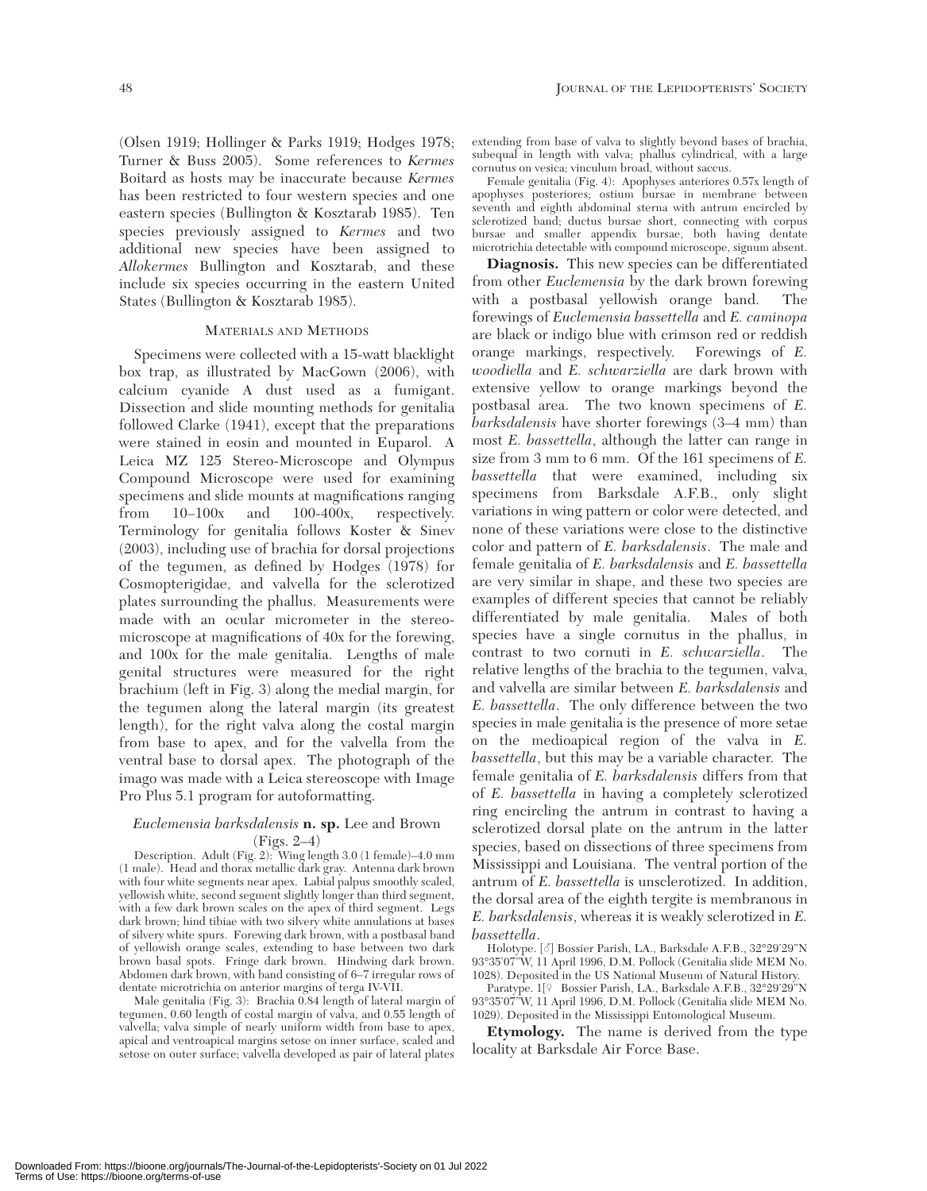(Olsen 1919; Hollinger & Parks 1919; Hodges 1978; Turner & Buss 2005). Some references to *Kermes* Boitard as hosts may be inaccurate because *Kermes* has been restricted to four western species and one eastern species (Bullington & Kosztarab 1985). Ten species previously assigned to *Kermes* and two additional new species have been assigned to *Allokermes* Bullington and Kosztarab, and these include six species occurring in the eastern United States (Bullington & Kosztarab 1985).

## MATERIALS AND METHODS

Specimens were collected with a 15-watt blacklight box trap, as illustrated by MacGown (2006), with calcium cyanide A dust used as a fumigant. Dissection and slide mounting methods for genitalia followed Clarke (1941), except that the preparations were stained in eosin and mounted in Euparol. A Leica MZ 125 Stereo-Microscope and Olympus Compound Microscope were used for examining specimens and slide mounts at magnifications ranging from 10–100x and 100-400x, respectively. Terminology for genitalia follows Koster & Sinev (2003), including use of brachia for dorsal projections of the tegumen, as defined by Hodges (1978) for Cosmopterigidae, and valvella for the sclerotized plates surrounding the phallus. Measurements were made with an ocular micrometer in the stereo-microscope at magnifications of 40x for the forewing, and 100x for the male genitalia. Lengths of male genital structures were measured for the right brachium (left in Fig. 3) along the medial margin, for the tegumen along the lateral margin (its greatest length), for the right valva along the costal margin from base to apex, and for the valvella from the ventral base to dorsal apex. The photograph of the imago was made with a Leica stereoscope with Image Pro Plus 5.1 program for autoformatting.

### *Euclemensia barksdalensis* **n. sp.** Lee and Brown (Figs. 2–4)

Description. Adult (Fig. 2): Wing length 3.0 (1 female)–4.0 mm (1 male). Head and thorax metallic dark gray. Antenna dark brown with four white segments near apex. Labial palpus smoothly scaled, yellowish white, second segment slightly longer than third segment, with a few dark brown scales on the apex of third segment. Legs dark brown; hind tibiae with two silvery white annulations at bases of silvery white spurs. Forewing dark brown, with a postbasal band of yellowish orange scales, extending to base between two dark brown basal spots. Fringe dark brown. Hindwing dark brown. Abdomen dark brown, with band consisting of 6–7 irregular rows of dentate microtrichia on anterior margins of terga IV-VII.

Male genitalia (Fig. 3): Brachia 0.84 length of lateral margin of tegumen, 0.60 length of costal margin of valva, and 0.55 length of valvella; valva simple of nearly uniform width from base to apex, apical and ventroapical margins setose on inner surface, scaled and setose on outer surface; valvella developed as pair of lateral plates extending from base of valva to slightly beyond bases of brachia, subequal in length with valva; phallus cylindrical, with a large cornutus on vesica; vinculum broad, without saccus.

Female genitalia (Fig. 4): Apophyses anteriores 0.57x length of apophyses posteriores; ostium bursae in membrane between seventh and eighth abdominal sterna with antrum encircled by sclerotized band; ductus bursae short, connecting with corpus bursae and smaller appendix bursae, both having dentate microtrichia detectable with compound microscope, signum absent.

**Diagnosis.** This new species can be differentiated from other *Euclemensia* by the dark brown forewing with a postbasal yellowish orange band. The forewings of *Euclemensia bassettella* and *E. caminopa* are black or indigo blue with crimson red or reddish orange markings, respectively. Forewings of *E. woodiella* and *E. schwarziella* are dark brown with extensive yellow to orange markings beyond the postbasal area. The two known specimens of *E. barksdalensis* have shorter forewings (3–4 mm) than most *E. bassettella*, although the latter can range in size from 3 mm to 6 mm. Of the 161 specimens of *E. bassettella* that were examined, including six specimens from Barksdale A.F.B., only slight variations in wing pattern or color were detected, and none of these variations were close to the distinctive color and pattern of *E. barksdalensis*. The male and female genitalia of *E. barksdalensis* and *E. bassettella* are very similar in shape, and these two species are examples of different species that cannot be reliably differentiated by male genitalia. Males of both species have a single cornutus in the phallus, in contrast to two cornuti in *E. schwarziella*. The relative lengths of the brachia to the tegumen, valva, and valvella are similar between *E. barksdalensis* and *E. bassettella*. The only difference between the two species in male genitalia is the presence of more setae on the medioapical region of the valva in *E. bassettella*, but this may be a variable character. The female genitalia of *E. barksdalensis* differs from that of *E. bassettella* in having a completely sclerotized ring encircling the antrum in contrast to having a sclerotized dorsal plate on the antrum in the latter species, based on dissections of three specimens from Mississippi and Louisiana. The ventral portion of the antrum of *E. bassettella* is unsclerotized. In addition, the dorsal area of the eighth tergite is membranous in *E. barksdalensis*, whereas it is weakly sclerotized in *E. bassettella*.

Holotype. [♂] Bossier Parish, LA., Barksdale A.F.B., 32°29'29"N 93°35'07"W, 11 April 1996, D.M. Pollock (Genitalia slide MEM No. 1028). Deposited in the US National Museum of Natural History.

Paratype. 1[♀ Bossier Parish, LA., Barksdale A.F.B., 32°29'29"N 93°35'07"W, 11 April 1996, D.M. Pollock (Genitalia slide MEM No. 1029). Deposited in the Mississippi Entomological Museum.

**Etymology.** The name is derived from the type locality at Barksdale Air Force Base.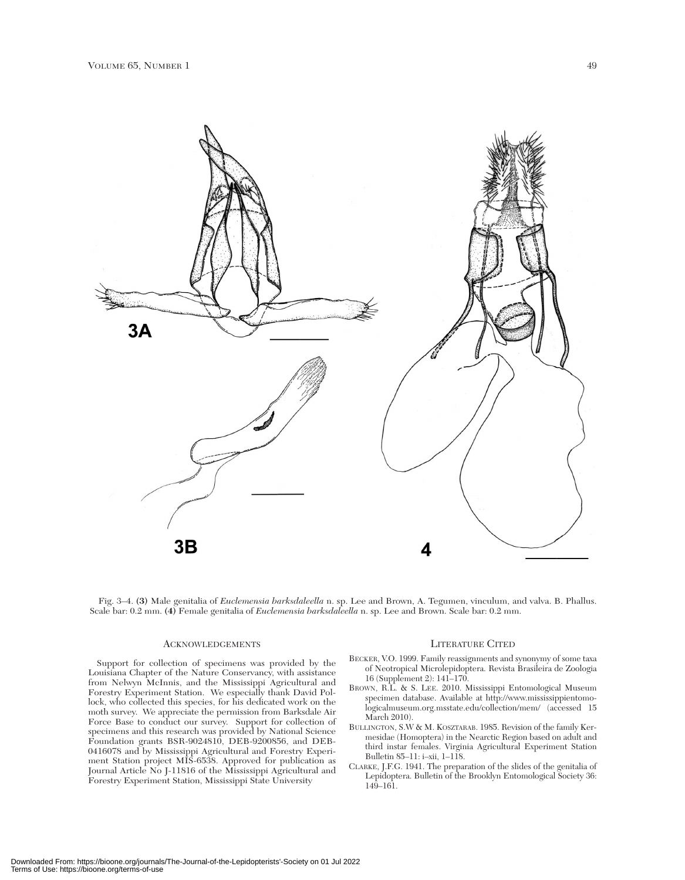Fig. 3–4. **(3)** Male genitalia of *Euclemensia barksdaleella* n. sp. Lee and Brown, A. Tegumen, vinculum, and valva. B. Phallus. Scale bar: 0.2 mm. **(4)** Female genitalia of *Euclemensia barksdaleella* n. sp. Lee and Brown. Scale bar: 0.2 mm.

## Acknowledgements

Support for collection of specimens was provided by the Louisiana Chapter of the Nature Conservancy, with assistance from Nelwyn McInnis, and the Mississippi Agricultural and Forestry Experiment Station. We especially thank David Pollock, who collected this species, for his dedicated work on the moth survey. We appreciate the permission from Barksdale Air Force Base to conduct our survey. Support for collection of specimens and this research was provided by National Science Foundation grants BSR-9024810, DEB-9200856, and DEB-0416078 and by Mississippi Agricultural and Forestry Experiment Station project MIS-6538. Approved for publication as Journal Article No J-11816 of the Mississippi Agricultural and Forestry Experiment Station, Mississippi State University

## Literature Cited

Becker, V.O. 1999. Family reassignments and synonymy of some taxa of Neotropical Microlepidoptera. Revista Brasileira de Zoologia 16 (Supplement 2): 141–170.

Brown, R.L. & S. Lee. 2010. Mississippi Entomological Museum specimen database. Available at http://www.mississippientomologicalmuseum.org.msstate.edu/collection/mem/ (accessed 15 March 2010).

Bullington, S.W & M. Kosztarab. 1985. Revision of the family Kermesidae (Homoptera) in the Nearctic Region based on adult and third instar females. Virginia Agricultural Experiment Station Bulletin 85–11: i–xii, 1–118.

Clarke, J.F.G. 1941. The preparation of the slides of the genitalia of Lepidoptera. Bulletin of the Brooklyn Entomological Society 36: 149–161.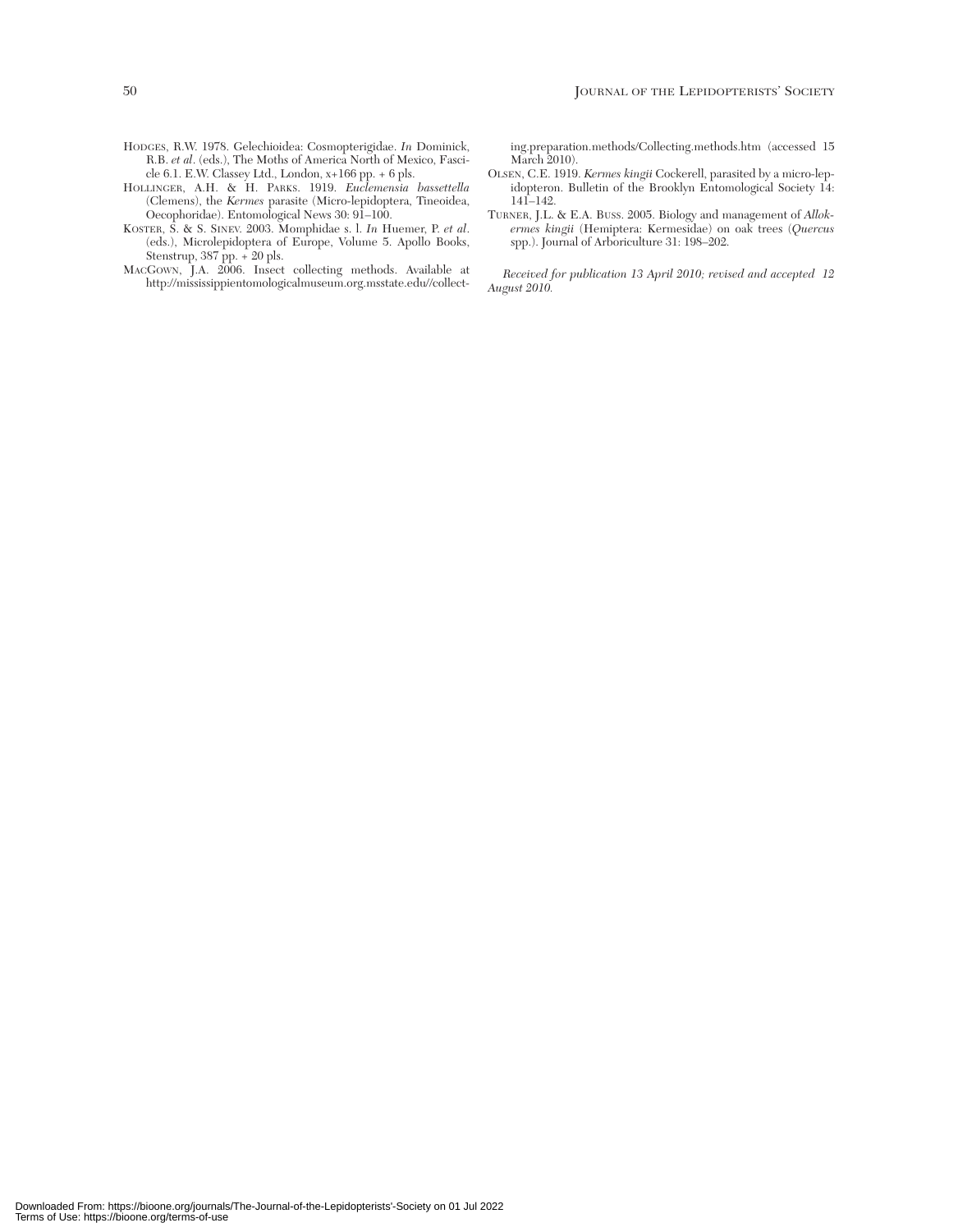Hodges, R.W. 1978. Gelechioidea: Cosmopterigidae. *In* Dominick, R.B. *et al*. (eds.), The Moths of America North of Mexico, Fascicle 6.1. E.W. Classey Ltd., London, x+166 pp. + 6 pls.

Hollinger, A.H. & H. Parks. 1919. *Euclemensia bassettella* (Clemens), the *Kermes* parasite (Micro-lepidoptera, Tineoidea, Oecophoridae). Entomological News 30: 91–100.

Koster, S. & S. Sinev. 2003. Momphidae s. l. *In* Huemer, P. *et al*. (eds.), Microlepidoptera of Europe, Volume 5. Apollo Books, Stenstrup, 387 pp. + 20 pls.

MacGown, J.A. 2006. Insect collecting methods. Available at http://mississippientomologicalmuseum.org.msstate.edu//collecting.preparation.methods/Collecting.methods.htm (accessed 15 March 2010).

Olsen, C.E. 1919. *Kermes kingii* Cockerell, parasited by a micro-lepidopteron. Bulletin of the Brooklyn Entomological Society 14: 141–142.

Turner, J.L. & E.A. Buss. 2005. Biology and management of *Allokermes kingii* (Hemiptera: Kermesidae) on oak trees (*Quercus* spp.). Journal of Arboriculture 31: 198–202.

*Received for publication 13 April 2010; revised and accepted 12 August 2010.*